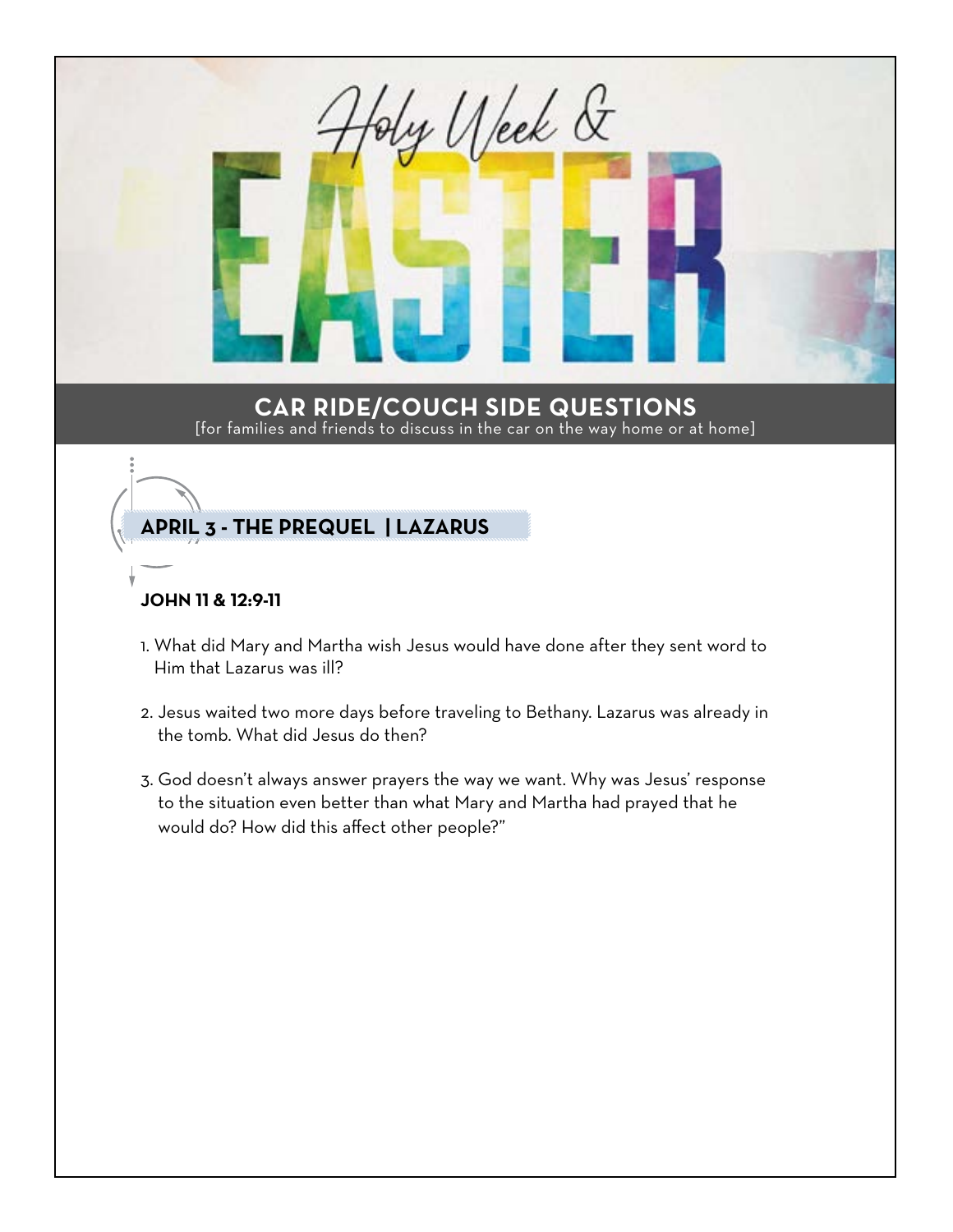# Holy Week & EASTER

## CAR RIDE/COUCH SIDE QUESTIONS

[for families and friends to discuss in the car on the way home or at home]

## APRIL 3 - THE PREQUEL | LAZARUS

### JOHN 11 & 12:9-11

1. What did Mary and Martha wish Jesus would have done after they sent word to Him that Lazarus was ill?
2. Jesus waited two more days before traveling to Bethany. Lazarus was already in the tomb. What did Jesus do then?
3. God doesn't always answer prayers the way we want. Why was Jesus' response to the situation even better than what Mary and Martha had prayed that he would do? How did this affect other people?"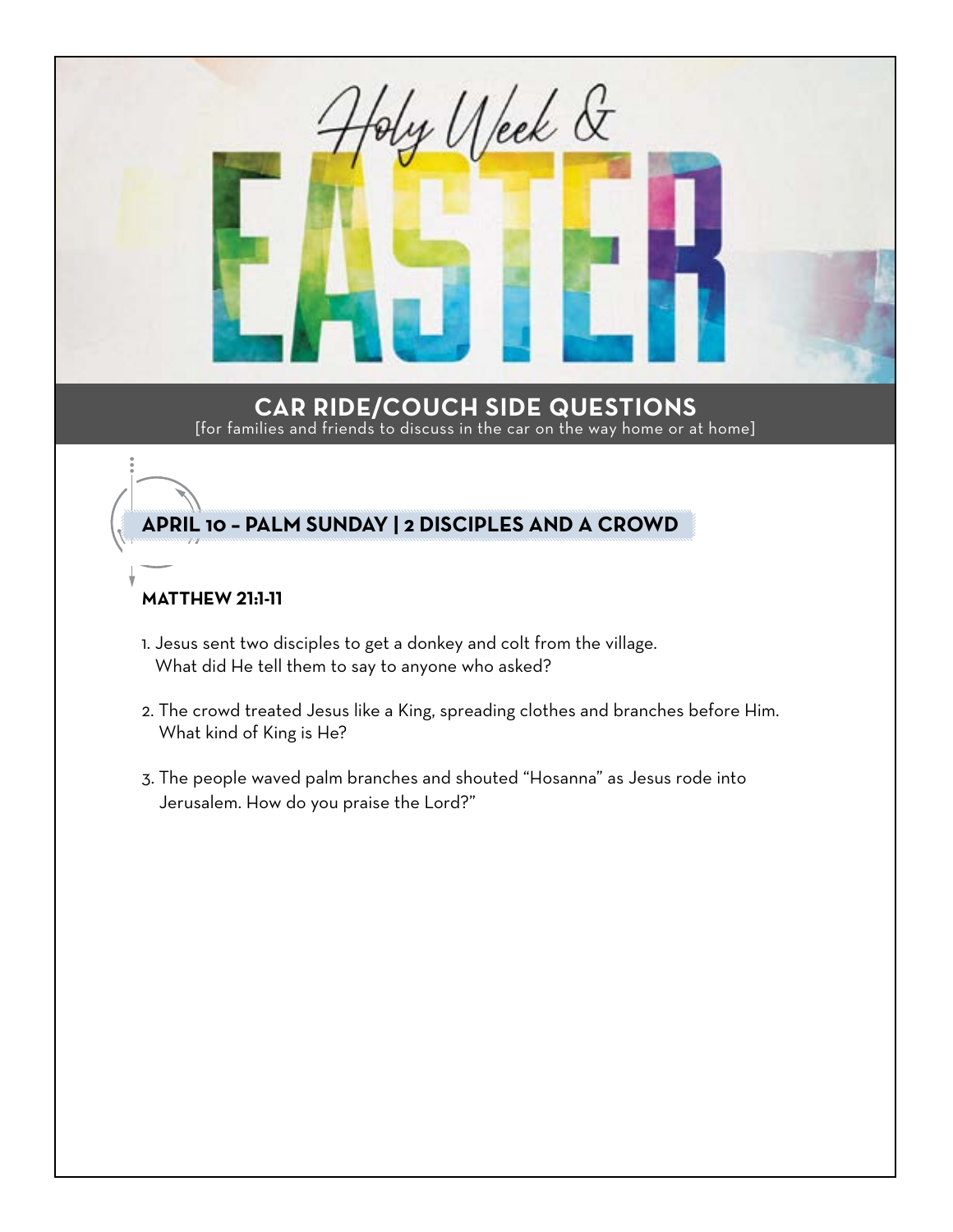# Holy Week & EASTER

## CAR RIDE/COUCH SIDE QUESTIONS

[for families and friends to discuss in the car on the way home or at home]

### APRIL 10 – PALM SUNDAY | 2 DISCIPLES AND A CROWD

**MATTHEW 21:1-11**

1. Jesus sent two disciples to get a donkey and colt from the village. What did He tell them to say to anyone who asked?
2. The crowd treated Jesus like a King, spreading clothes and branches before Him. What kind of King is He?
3. The people waved palm branches and shouted "Hosanna" as Jesus rode into Jerusalem. How do you praise the Lord?"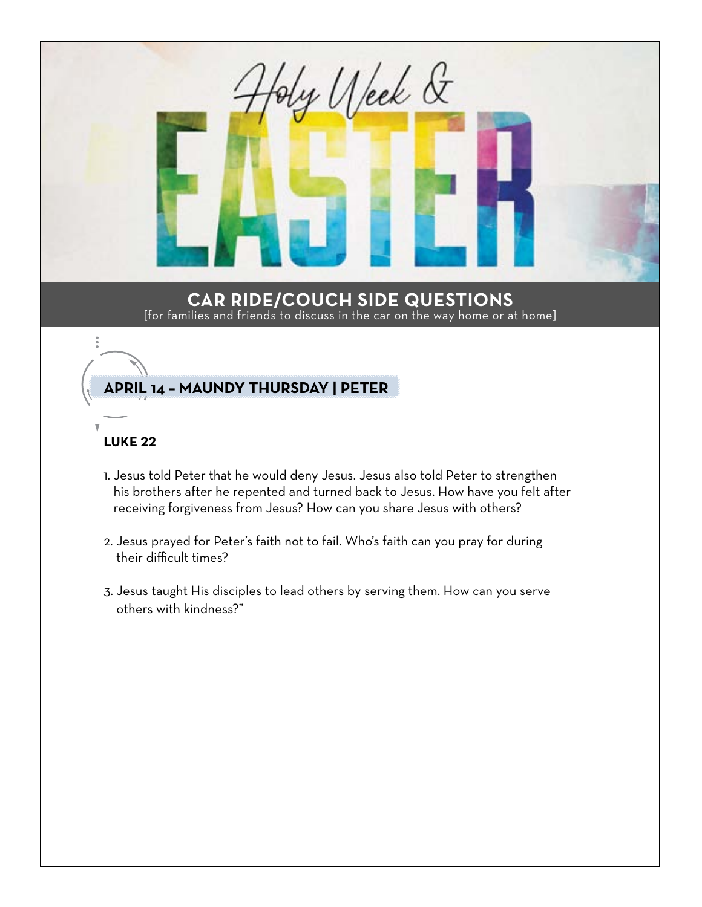# Holy Week & EASTER

## CAR RIDE/COUCH SIDE QUESTIONS

[for families and friends to discuss in the car on the way home or at home]

### APRIL 14 – MAUNDY THURSDAY | PETER

**LUKE 22**

1. Jesus told Peter that he would deny Jesus. Jesus also told Peter to strengthen his brothers after he repented and turned back to Jesus. How have you felt after receiving forgiveness from Jesus? How can you share Jesus with others?

2. Jesus prayed for Peter's faith not to fail. Who's faith can you pray for during their difficult times?

3. Jesus taught His disciples to lead others by serving them. How can you serve others with kindness?"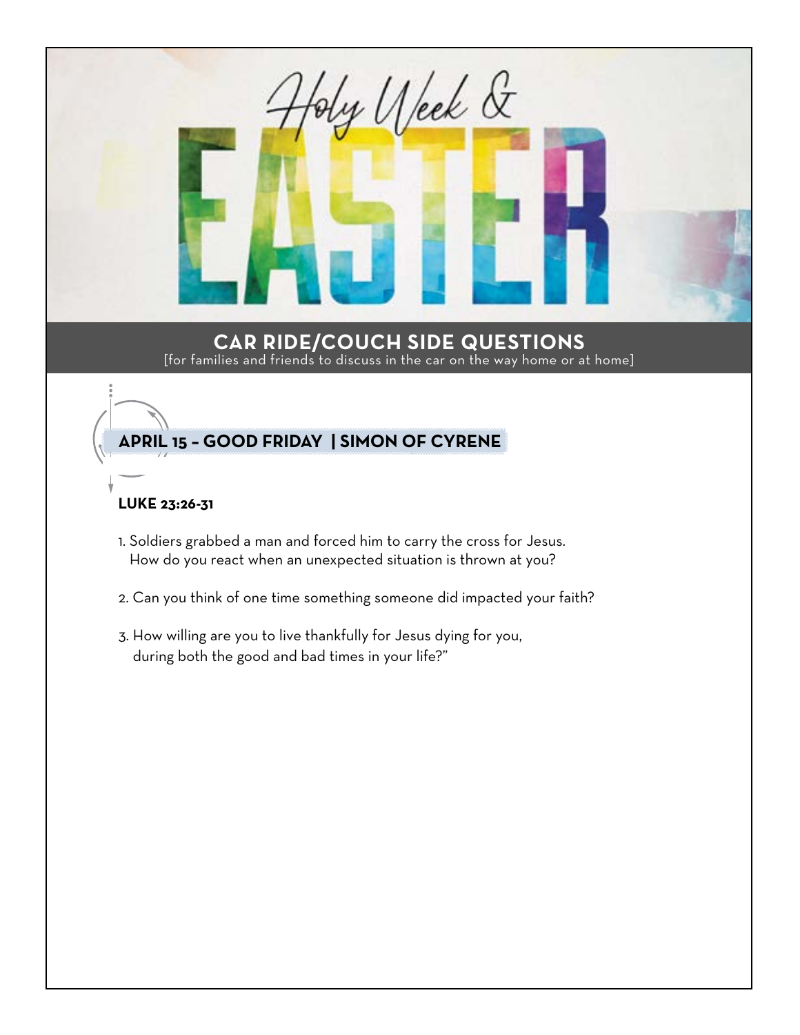# Holy Week & EASTER

## CAR RIDE/COUCH SIDE QUESTIONS

[for families and friends to discuss in the car on the way home or at home]

### APRIL 15 – GOOD FRIDAY | SIMON OF CYRENE

**LUKE 23:26-31**

1. Soldiers grabbed a man and forced him to carry the cross for Jesus. How do you react when an unexpected situation is thrown at you?
2. Can you think of one time something someone did impacted your faith?
3. How willing are you to live thankfully for Jesus dying for you, during both the good and bad times in your life?"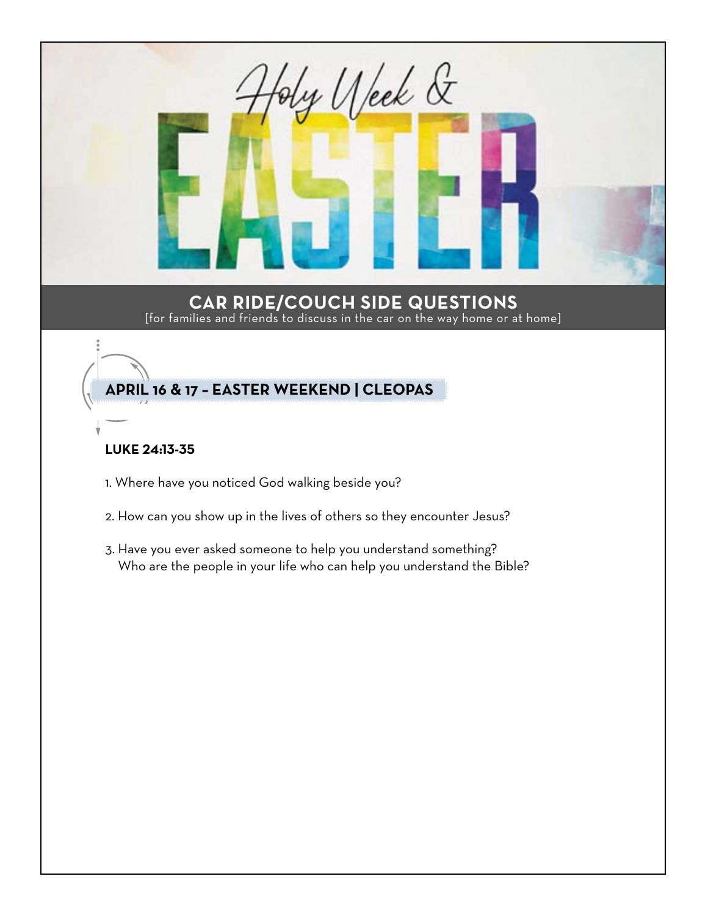# Holy Week & EASTER

## CAR RIDE/COUCH SIDE QUESTIONS

[for families and friends to discuss in the car on the way home or at home]

### APRIL 16 & 17 – EASTER WEEKEND | CLEOPAS

**LUKE 24:13-35**

1. Where have you noticed God walking beside you?

2. How can you show up in the lives of others so they encounter Jesus?

3. Have you ever asked someone to help you understand something?
   Who are the people in your life who can help you understand the Bible?